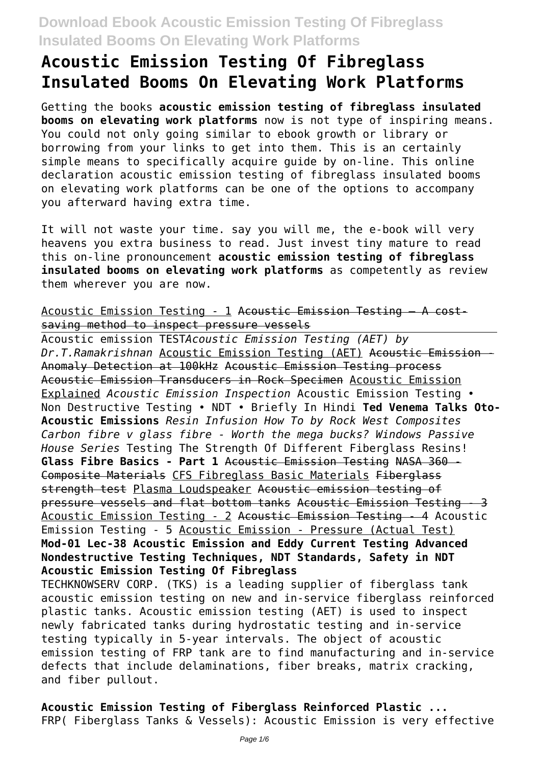# Acoustic Emission Testing Of Fibreglass Insulated Booms On Elevating Work Platforms

Getting the books **acoustic emission testing of fibreglass insulated booms on elevating work platforms** now is not type of inspiring means. You could not only going similar to ebook growth or library or borrowing from your links to get into them. This is an certainly simple means to specifically acquire guide by on-line. This online declaration acoustic emission testing of fibreglass insulated booms on elevating work platforms can be one of the options to accompany you afterward having extra time.

It will not waste your time. say you will me, the e-book will very heavens you extra business to read. Just invest tiny mature to read this on-line pronouncement **acoustic emission testing of fibreglass insulated booms on elevating work platforms** as competently as review them wherever you are now.

Acoustic Emission Testing - 1 ~~Acoustic Emission Testing — A cost-saving method to inspect pressure vessels~~

Acoustic emission TEST *Acoustic Emission Testing (AET) by Dr.T.Ramakrishnan* Acoustic Emission Testing (AET) ~~Acoustic Emission - Anomaly Detection at 100kHz~~ ~~Acoustic Emission Testing process~~ ~~Acoustic Emission Transducers in Rock Specimen~~ Acoustic Emission Explained *Acoustic Emission Inspection* Acoustic Emission Testing • Non Destructive Testing • NDT • Briefly In Hindi **Ted Venema Talks Oto-Acoustic Emissions** *Resin Infusion How To by Rock West Composites Carbon fibre v glass fibre - Worth the mega bucks? Windows Passive House Series* Testing The Strength Of Different Fiberglass Resins! **Glass Fibre Basics - Part 1** ~~Acoustic Emission Testing~~ ~~NASA 360 - Composite Materials~~ ~~CFS Fibreglass Basic Materials~~ ~~Fiberglass strength test~~ Plasma Loudspeaker ~~Acoustic emission testing of pressure vessels and flat bottom tanks~~ ~~Acoustic Emission Testing - 3~~ Acoustic Emission Testing - 2 ~~Acoustic Emission Testing - 4~~ Acoustic Emission Testing - 5 Acoustic Emission - Pressure (Actual Test) **Mod-01 Lec-38 Acoustic Emission and Eddy Current Testing Advanced Nondestructive Testing Techniques, NDT Standards, Safety in NDT**

**Acoustic Emission Testing Of Fibreglass**

TECHKNOWSERV CORP. (TKS) is a leading supplier of fiberglass tank acoustic emission testing on new and in-service fiberglass reinforced plastic tanks. Acoustic emission testing (AET) is used to inspect newly fabricated tanks during hydrostatic testing and in-service testing typically in 5-year intervals. The object of acoustic emission testing of FRP tank are to find manufacturing and in-service defects that include delaminations, fiber breaks, matrix cracking, and fiber pullout.

**Acoustic Emission Testing of Fiberglass Reinforced Plastic ...**

FRP( Fiberglass Tanks & Vessels): Acoustic Emission is very effective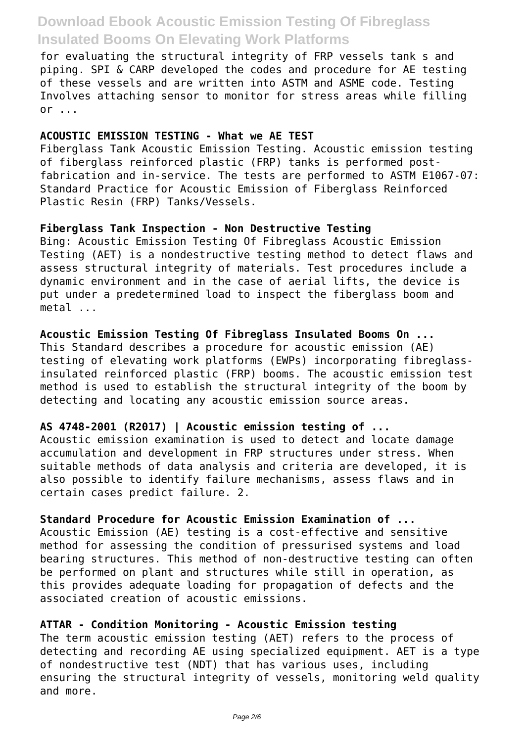for evaluating the structural integrity of FRP vessels tank s and piping. SPI & CARP developed the codes and procedure for AE testing of these vessels and are written into ASTM and ASME code. Testing Involves attaching sensor to monitor for stress areas while filling or ...

**ACOUSTIC EMISSION TESTING - What we AE TEST**

Fiberglass Tank Acoustic Emission Testing. Acoustic emission testing of fiberglass reinforced plastic (FRP) tanks is performed post-fabrication and in-service. The tests are performed to ASTM E1067-07: Standard Practice for Acoustic Emission of Fiberglass Reinforced Plastic Resin (FRP) Tanks/Vessels.

**Fiberglass Tank Inspection - Non Destructive Testing**

Bing: Acoustic Emission Testing Of Fibreglass Acoustic Emission Testing (AET) is a nondestructive testing method to detect flaws and assess structural integrity of materials. Test procedures include a dynamic environment and in the case of aerial lifts, the device is put under a predetermined load to inspect the fiberglass boom and metal ...

**Acoustic Emission Testing Of Fibreglass Insulated Booms On ...**

This Standard describes a procedure for acoustic emission (AE) testing of elevating work platforms (EWPs) incorporating fibreglass-insulated reinforced plastic (FRP) booms. The acoustic emission test method is used to establish the structural integrity of the boom by detecting and locating any acoustic emission source areas.

**AS 4748-2001 (R2017) | Acoustic emission testing of ...**

Acoustic emission examination is used to detect and locate damage accumulation and development in FRP structures under stress. When suitable methods of data analysis and criteria are developed, it is also possible to identify failure mechanisms, assess flaws and in certain cases predict failure. 2.

**Standard Procedure for Acoustic Emission Examination of ...**

Acoustic Emission (AE) testing is a cost-effective and sensitive method for assessing the condition of pressurised systems and load bearing structures. This method of non-destructive testing can often be performed on plant and structures while still in operation, as this provides adequate loading for propagation of defects and the associated creation of acoustic emissions.

**ATTAR - Condition Monitoring - Acoustic Emission testing**

The term acoustic emission testing (AET) refers to the process of detecting and recording AE using specialized equipment. AET is a type of nondestructive test (NDT) that has various uses, including ensuring the structural integrity of vessels, monitoring weld quality and more.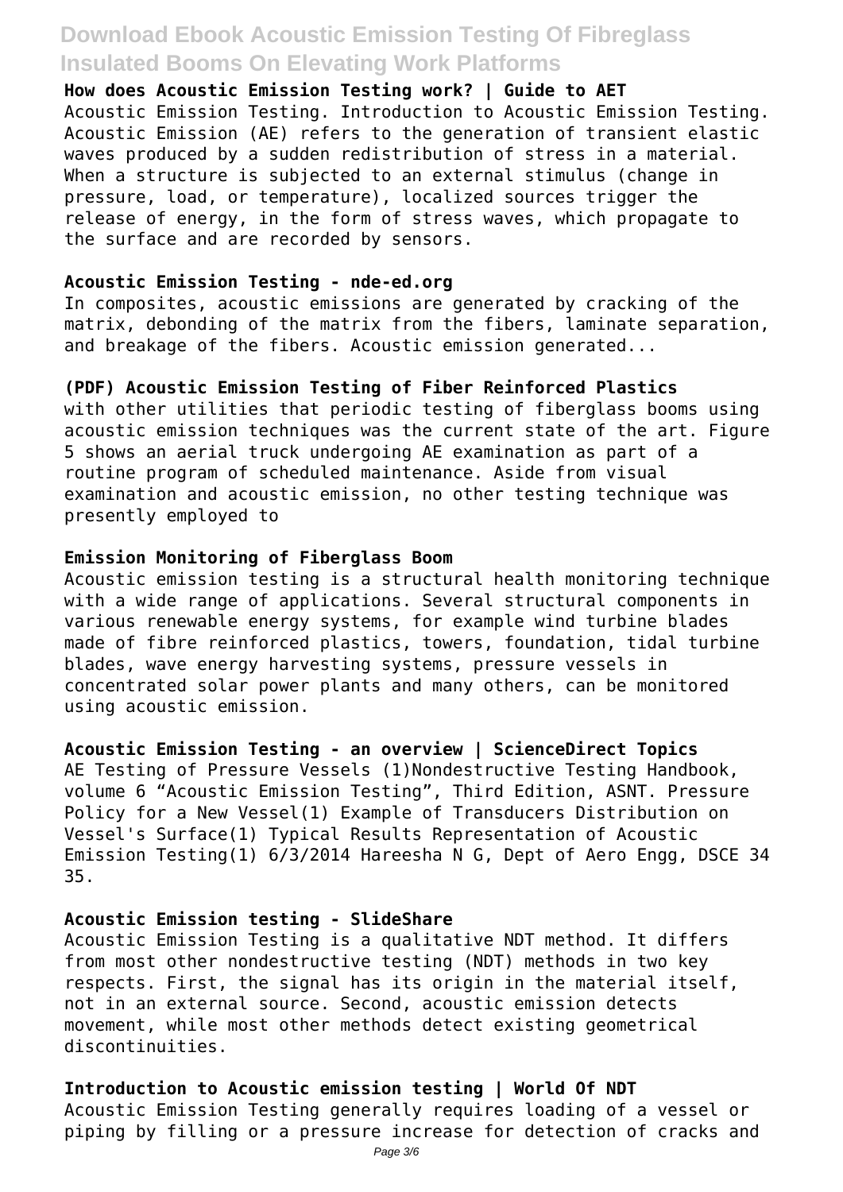**How does Acoustic Emission Testing work? | Guide to AET**

Acoustic Emission Testing. Introduction to Acoustic Emission Testing. Acoustic Emission (AE) refers to the generation of transient elastic waves produced by a sudden redistribution of stress in a material. When a structure is subjected to an external stimulus (change in pressure, load, or temperature), localized sources trigger the release of energy, in the form of stress waves, which propagate to the surface and are recorded by sensors.

**Acoustic Emission Testing - nde-ed.org**

In composites, acoustic emissions are generated by cracking of the matrix, debonding of the matrix from the fibers, laminate separation, and breakage of the fibers. Acoustic emission generated...

**(PDF) Acoustic Emission Testing of Fiber Reinforced Plastics**

with other utilities that periodic testing of fiberglass booms using acoustic emission techniques was the current state of the art. Figure 5 shows an aerial truck undergoing AE examination as part of a routine program of scheduled maintenance. Aside from visual examination and acoustic emission, no other testing technique was presently employed to

**Emission Monitoring of Fiberglass Boom**

Acoustic emission testing is a structural health monitoring technique with a wide range of applications. Several structural components in various renewable energy systems, for example wind turbine blades made of fibre reinforced plastics, towers, foundation, tidal turbine blades, wave energy harvesting systems, pressure vessels in concentrated solar power plants and many others, can be monitored using acoustic emission.

**Acoustic Emission Testing - an overview | ScienceDirect Topics**

AE Testing of Pressure Vessels (1)Nondestructive Testing Handbook, volume 6 "Acoustic Emission Testing", Third Edition, ASNT. Pressure Policy for a New Vessel(1) Example of Transducers Distribution on Vessel's Surface(1) Typical Results Representation of Acoustic Emission Testing(1) 6/3/2014 Hareesha N G, Dept of Aero Engg, DSCE 34 35.

**Acoustic Emission testing - SlideShare**

Acoustic Emission Testing is a qualitative NDT method. It differs from most other nondestructive testing (NDT) methods in two key respects. First, the signal has its origin in the material itself, not in an external source. Second, acoustic emission detects movement, while most other methods detect existing geometrical discontinuities.

**Introduction to Acoustic emission testing | World Of NDT**

Acoustic Emission Testing generally requires loading of a vessel or piping by filling or a pressure increase for detection of cracks and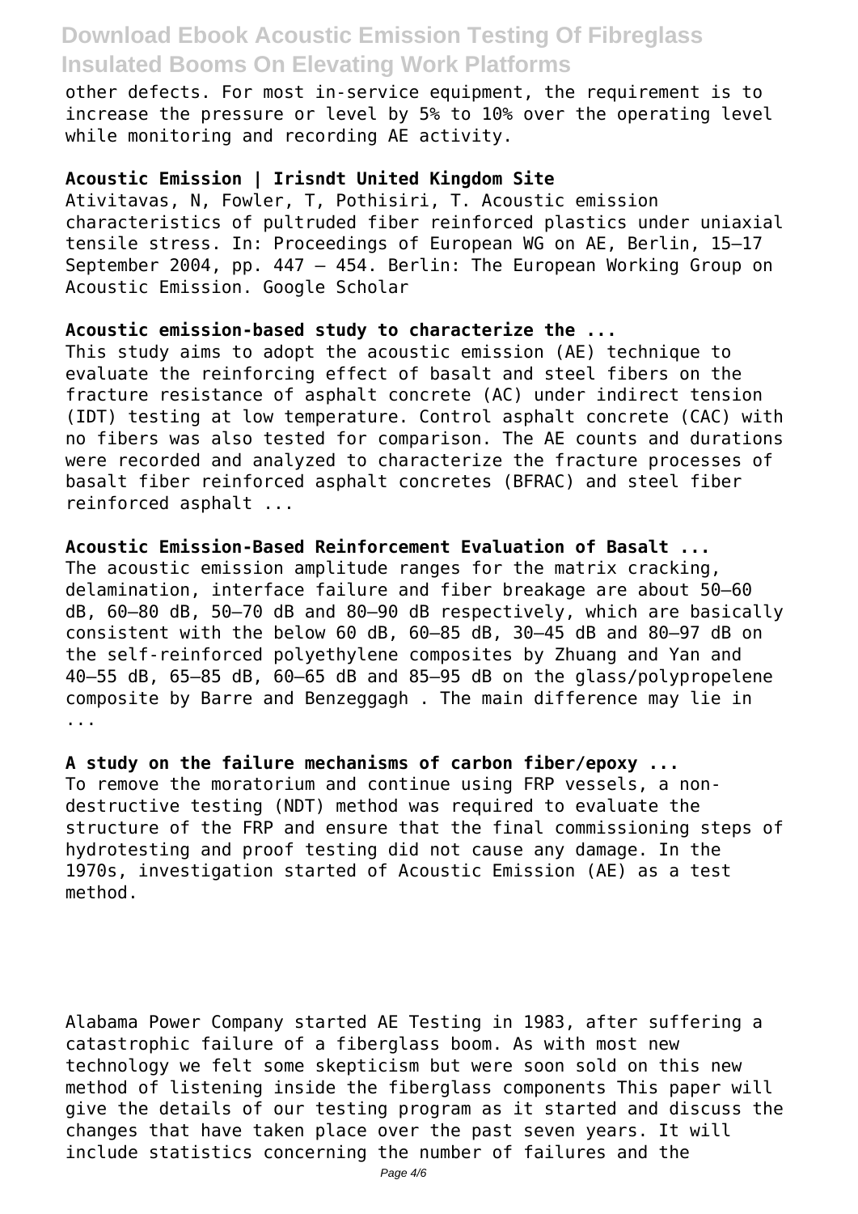other defects. For most in-service equipment, the requirement is to increase the pressure or level by 5% to 10% over the operating level while monitoring and recording AE activity.

**Acoustic Emission | Irisndt United Kingdom Site**

Ativitavas, N, Fowler, T, Pothisiri, T. Acoustic emission characteristics of pultruded fiber reinforced plastics under uniaxial tensile stress. In: Proceedings of European WG on AE, Berlin, 15–17 September 2004, pp. 447 – 454. Berlin: The European Working Group on Acoustic Emission. Google Scholar

**Acoustic emission-based study to characterize the ...**

This study aims to adopt the acoustic emission (AE) technique to evaluate the reinforcing effect of basalt and steel fibers on the fracture resistance of asphalt concrete (AC) under indirect tension (IDT) testing at low temperature. Control asphalt concrete (CAC) with no fibers was also tested for comparison. The AE counts and durations were recorded and analyzed to characterize the fracture processes of basalt fiber reinforced asphalt concretes (BFRAC) and steel fiber reinforced asphalt ...

**Acoustic Emission-Based Reinforcement Evaluation of Basalt ...**

The acoustic emission amplitude ranges for the matrix cracking, delamination, interface failure and fiber breakage are about 50–60 dB, 60–80 dB, 50–70 dB and 80–90 dB respectively, which are basically consistent with the below 60 dB, 60–85 dB, 30–45 dB and 80–97 dB on the self-reinforced polyethylene composites by Zhuang and Yan and 40–55 dB, 65–85 dB, 60–65 dB and 85–95 dB on the glass/polypropelene composite by Barre and Benzeggagh . The main difference may lie in ...

**A study on the failure mechanisms of carbon fiber/epoxy ...**

To remove the moratorium and continue using FRP vessels, a non-destructive testing (NDT) method was required to evaluate the structure of the FRP and ensure that the final commissioning steps of hydrotesting and proof testing did not cause any damage. In the 1970s, investigation started of Acoustic Emission (AE) as a test method.

Alabama Power Company started AE Testing in 1983, after suffering a catastrophic failure of a fiberglass boom. As with most new technology we felt some skepticism but were soon sold on this new method of listening inside the fiberglass components This paper will give the details of our testing program as it started and discuss the changes that have taken place over the past seven years. It will include statistics concerning the number of failures and the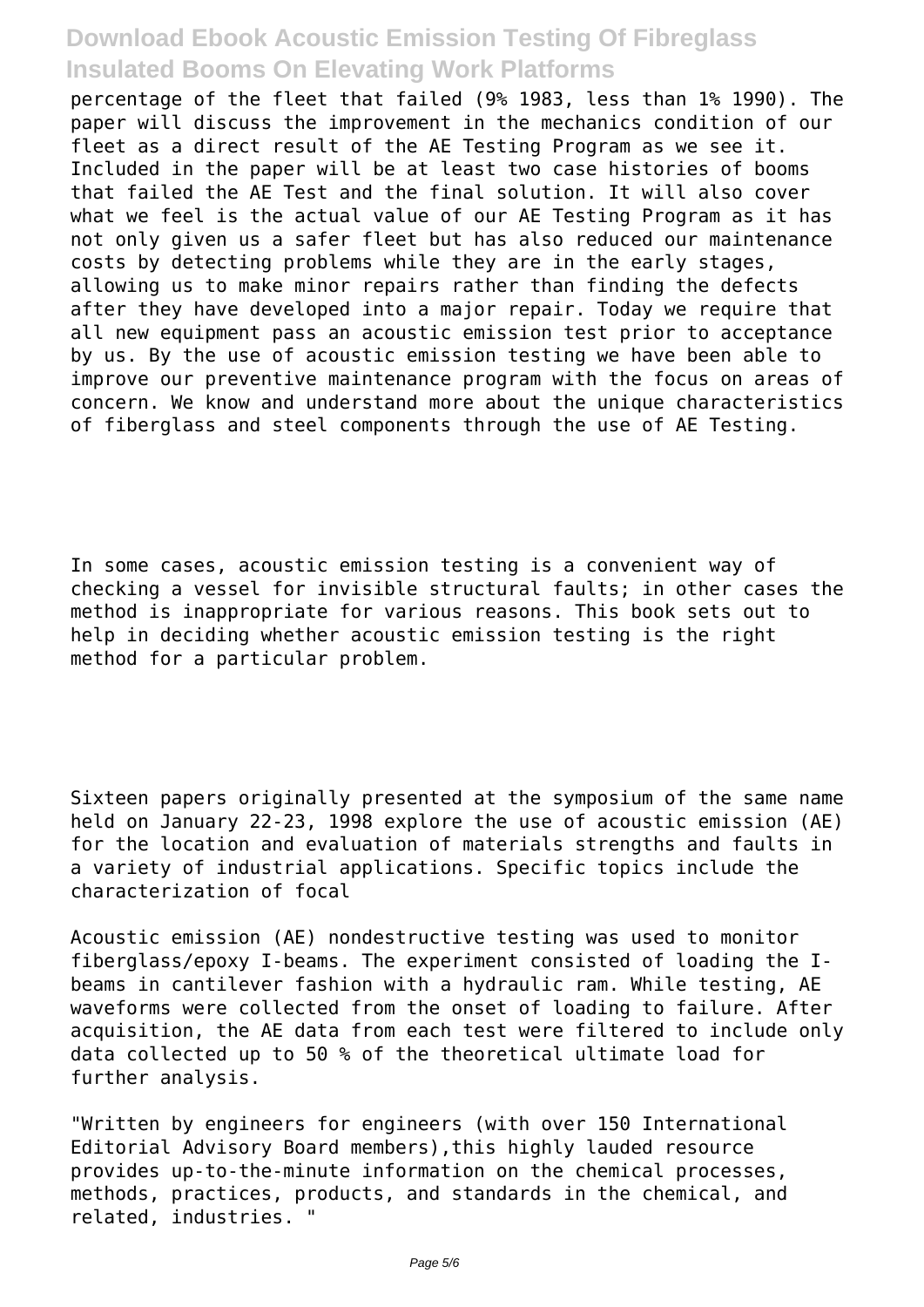percentage of the fleet that failed (9% 1983, less than 1% 1990). The paper will discuss the improvement in the mechanics condition of our fleet as a direct result of the AE Testing Program as we see it. Included in the paper will be at least two case histories of booms that failed the AE Test and the final solution. It will also cover what we feel is the actual value of our AE Testing Program as it has not only given us a safer fleet but has also reduced our maintenance costs by detecting problems while they are in the early stages, allowing us to make minor repairs rather than finding the defects after they have developed into a major repair. Today we require that all new equipment pass an acoustic emission test prior to acceptance by us. By the use of acoustic emission testing we have been able to improve our preventive maintenance program with the focus on areas of concern. We know and understand more about the unique characteristics of fiberglass and steel components through the use of AE Testing.

In some cases, acoustic emission testing is a convenient way of checking a vessel for invisible structural faults; in other cases the method is inappropriate for various reasons. This book sets out to help in deciding whether acoustic emission testing is the right method for a particular problem.

Sixteen papers originally presented at the symposium of the same name held on January 22-23, 1998 explore the use of acoustic emission (AE) for the location and evaluation of materials strengths and faults in a variety of industrial applications. Specific topics include the characterization of focal

Acoustic emission (AE) nondestructive testing was used to monitor fiberglass/epoxy I-beams. The experiment consisted of loading the I-beams in cantilever fashion with a hydraulic ram. While testing, AE waveforms were collected from the onset of loading to failure. After acquisition, the AE data from each test were filtered to include only data collected up to 50 % of the theoretical ultimate load for further analysis.

"Written by engineers for engineers (with over 150 International Editorial Advisory Board members),this highly lauded resource provides up-to-the-minute information on the chemical processes, methods, practices, products, and standards in the chemical, and related, industries. "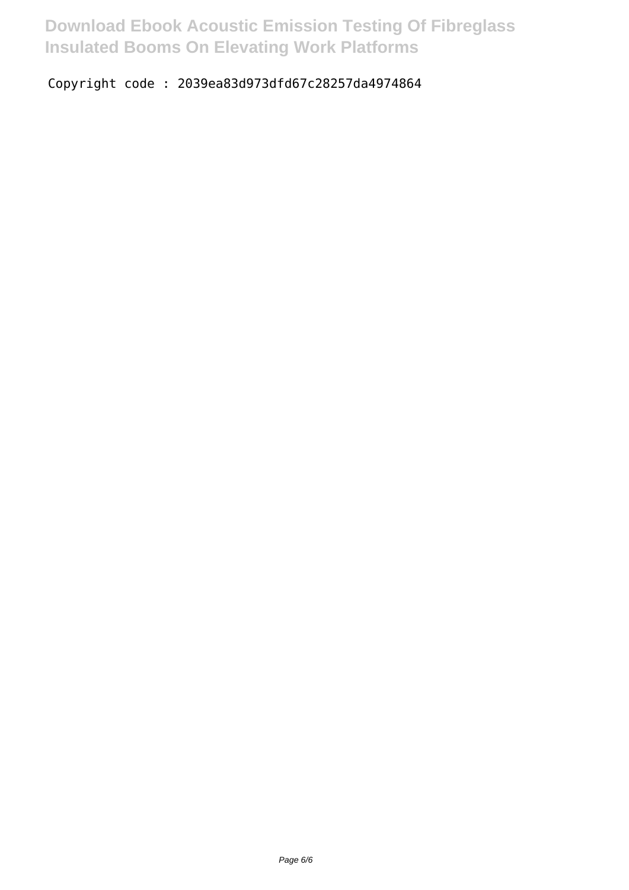Copyright code : 2039ea83d973dfd67c28257da4974864